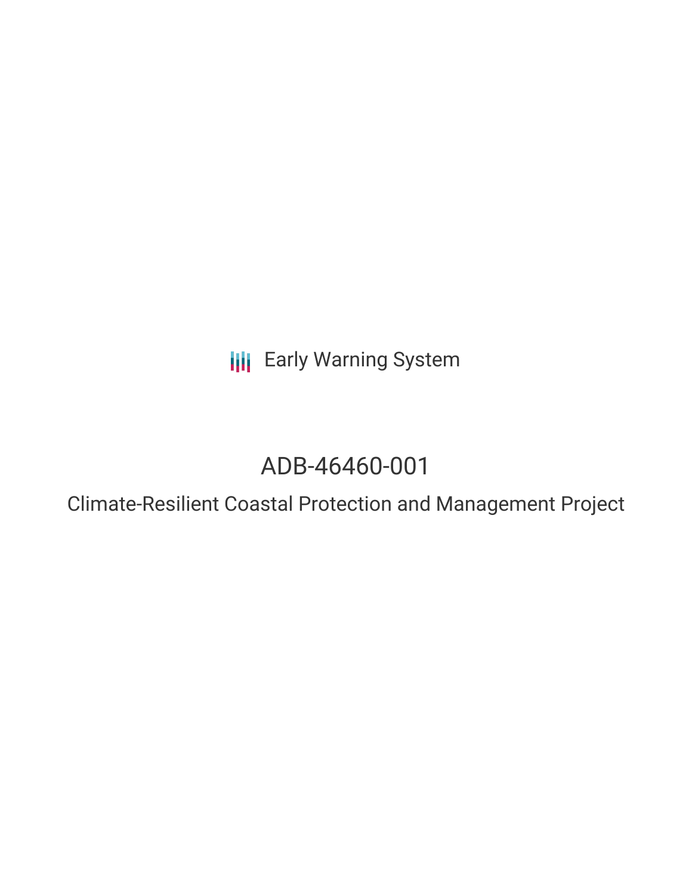Early Warning System

# ADB-46460-001

## Climate-Resilient Coastal Protection and Management Project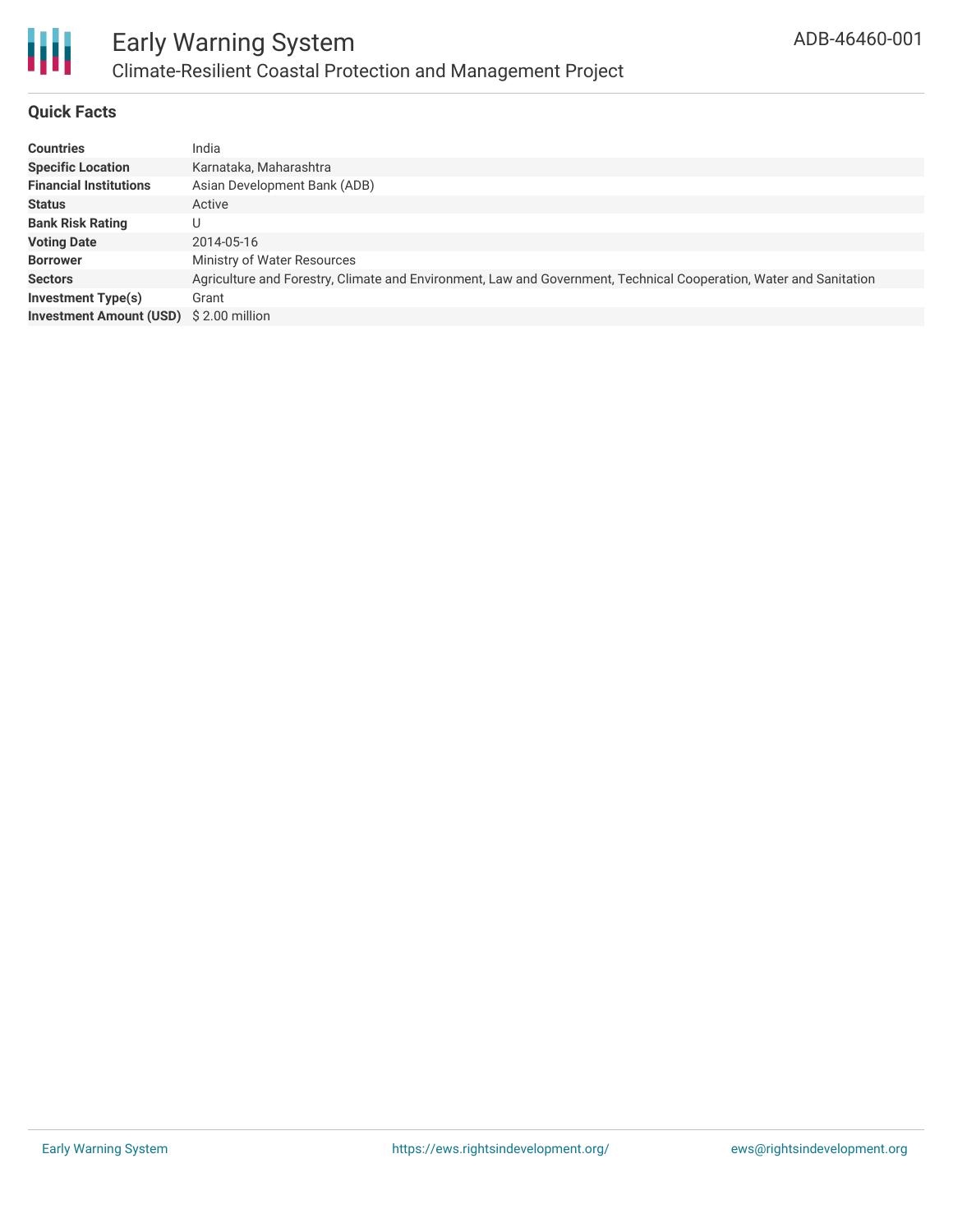# Early Warning System

## Climate-Resilient Coastal Protection and Management Project

ADB-46460-001

### Quick Facts

| | |
|---|---|
| **Countries** | India |
| **Specific Location** | Karnataka, Maharashtra |
| **Financial Institutions** | Asian Development Bank (ADB) |
| **Status** | Active |
| **Bank Risk Rating** | U |
| **Voting Date** | 2014-05-16 |
| **Borrower** | Ministry of Water Resources |
| **Sectors** | Agriculture and Forestry, Climate and Environment, Law and Government, Technical Cooperation, Water and Sanitation |
| **Investment Type(s)** | Grant |
| **Investment Amount (USD)** | $ 2.00 million |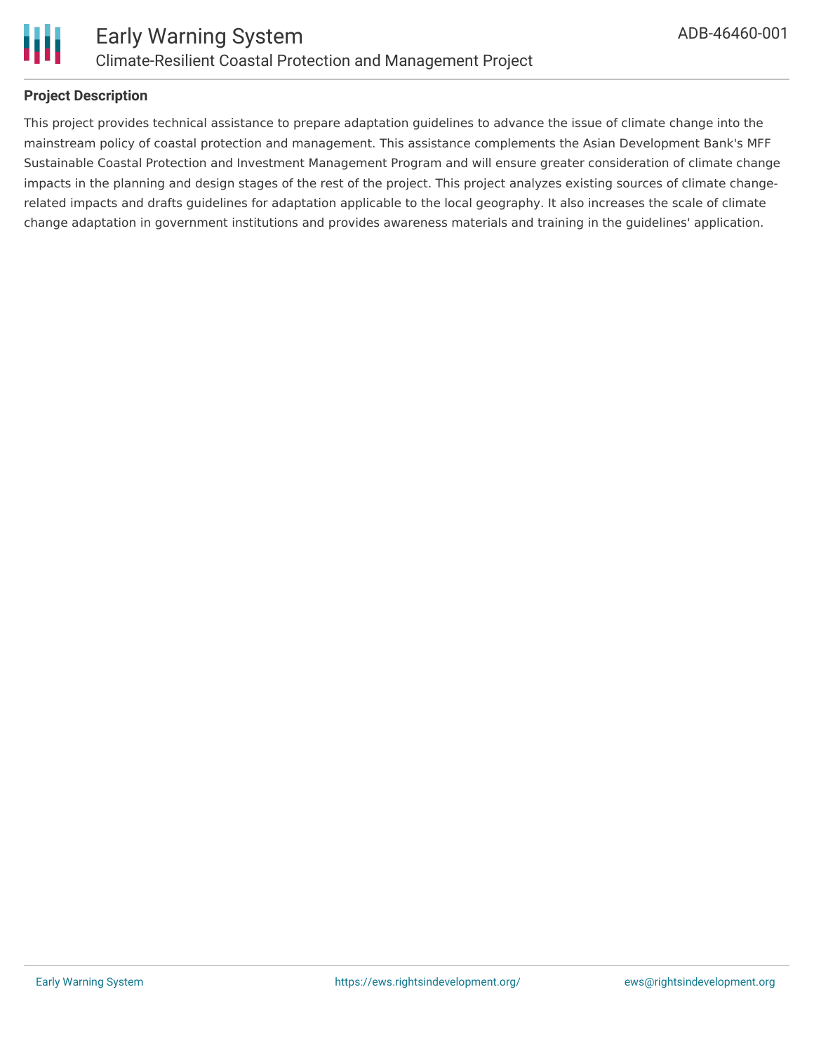## Project Description

This project provides technical assistance to prepare adaptation guidelines to advance the issue of climate change into the mainstream policy of coastal protection and management. This assistance complements the Asian Development Bank's MFF Sustainable Coastal Protection and Investment Management Program and will ensure greater consideration of climate change impacts in the planning and design stages of the rest of the project. This project analyzes existing sources of climate change-related impacts and drafts guidelines for adaptation applicable to the local geography. It also increases the scale of climate change adaptation in government institutions and provides awareness materials and training in the guidelines' application.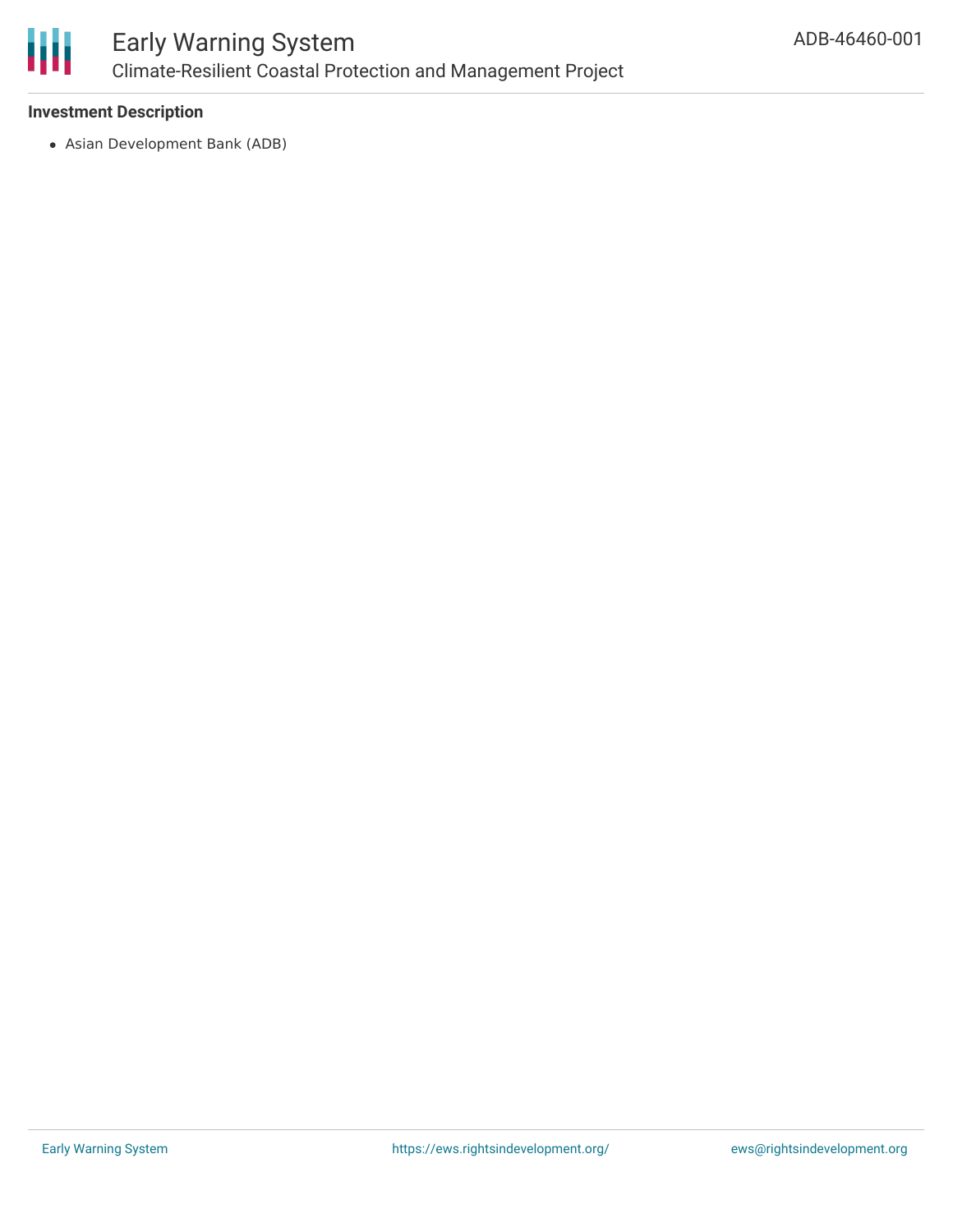**Investment Description**

- Asian Development Bank (ADB)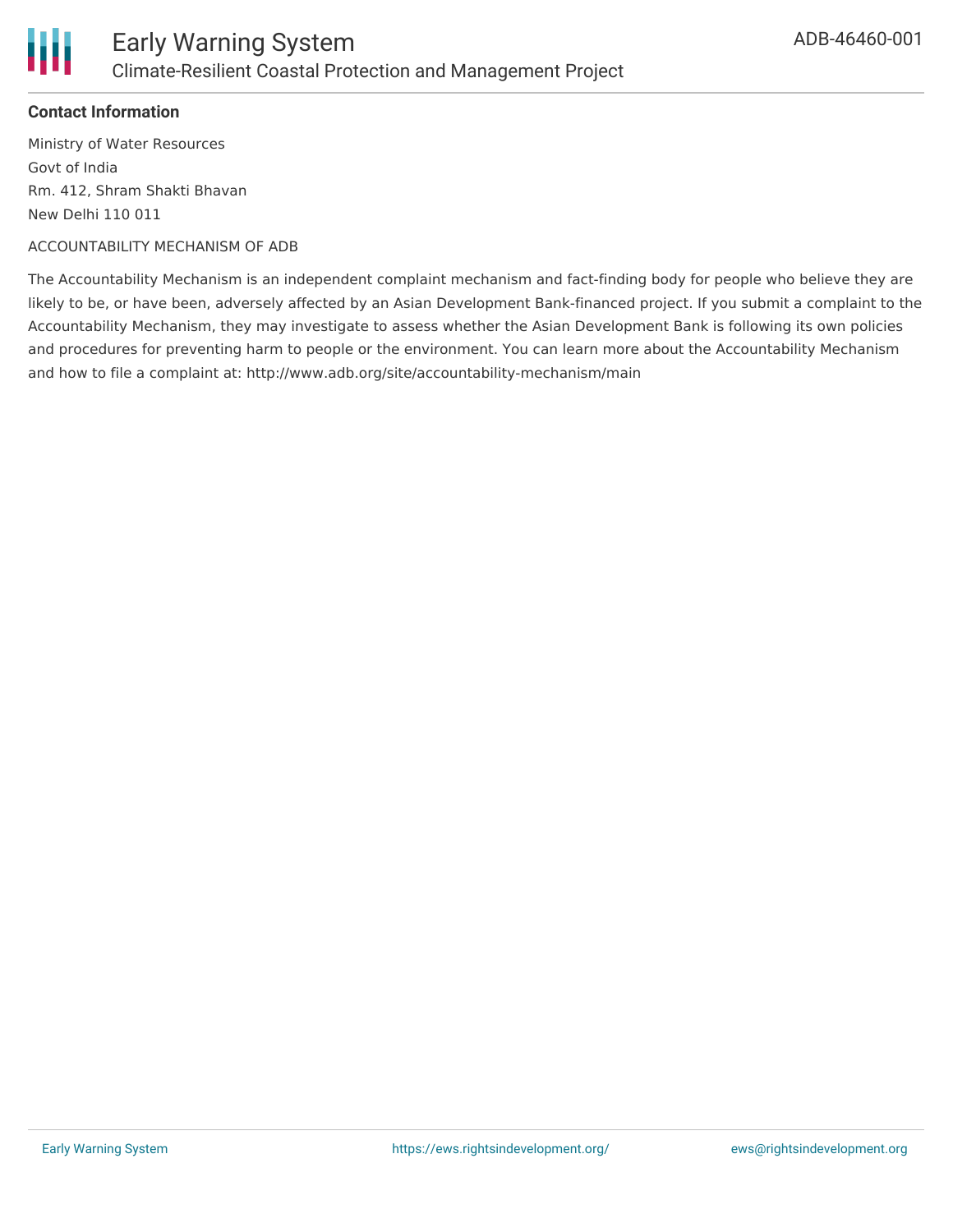**Contact Information**

Ministry of Water Resources
Govt of India
Rm. 412, Shram Shakti Bhavan
New Delhi 110 011

ACCOUNTABILITY MECHANISM OF ADB

The Accountability Mechanism is an independent complaint mechanism and fact-finding body for people who believe they are likely to be, or have been, adversely affected by an Asian Development Bank-financed project. If you submit a complaint to the Accountability Mechanism, they may investigate to assess whether the Asian Development Bank is following its own policies and procedures for preventing harm to people or the environment. You can learn more about the Accountability Mechanism and how to file a complaint at: http://www.adb.org/site/accountability-mechanism/main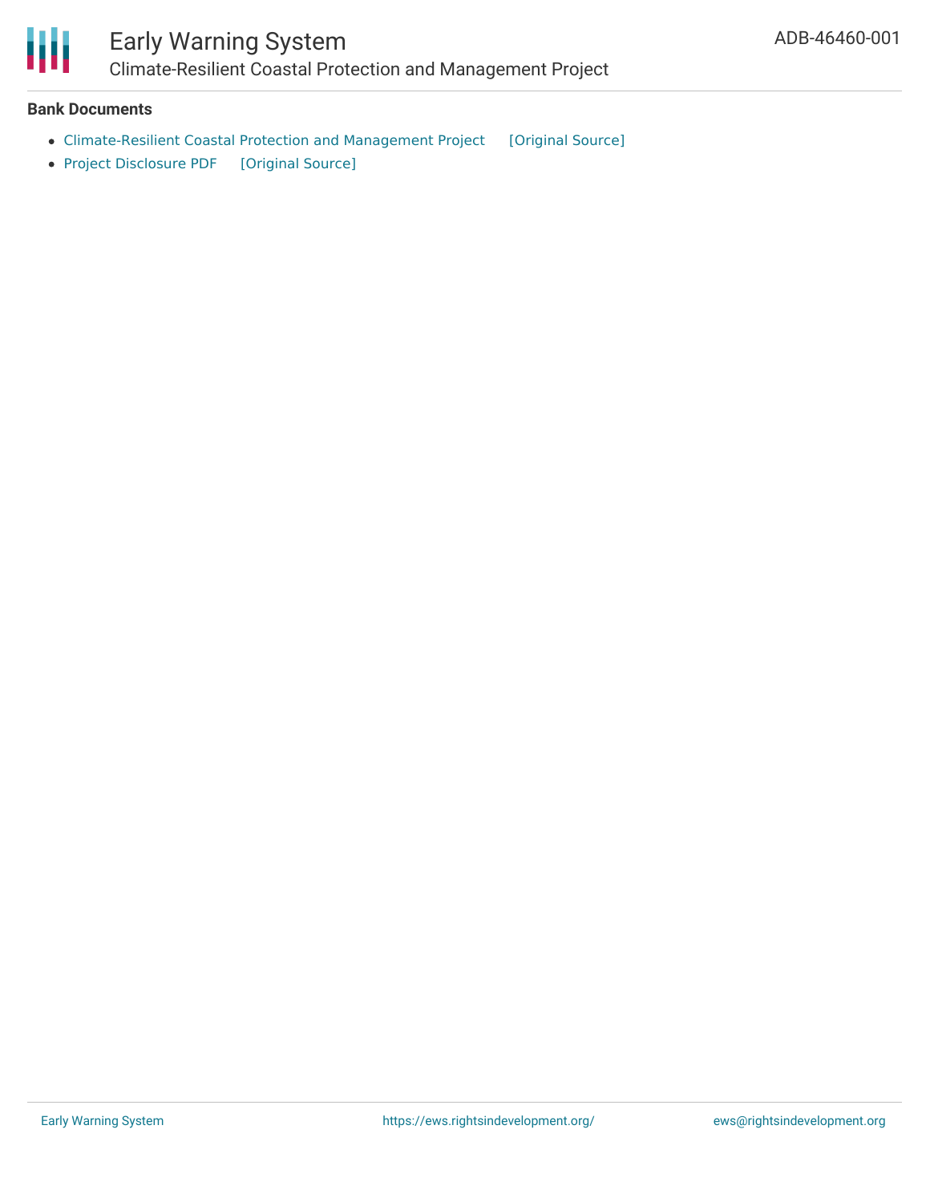**Bank Documents**

- Climate-Resilient Coastal Protection and Management Project [Original Source]
- Project Disclosure PDF [Original Source]